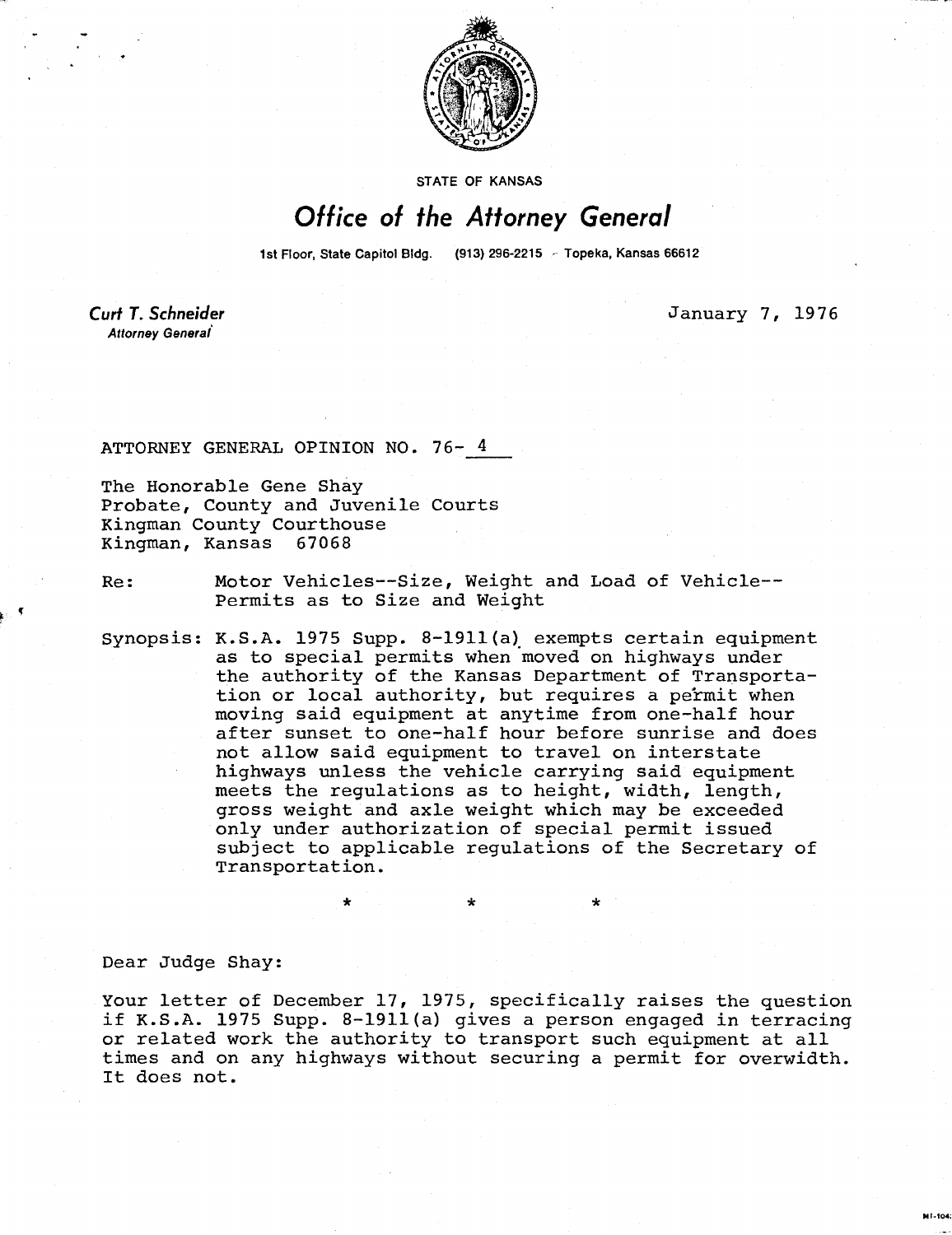STATE OF KANSAS

# Office of the Attorney General

1st Floor, State Capitol Bldg. (913) 296-2215 Topeka, Kansas 66612

**Curt T. Schneider**
*Attorney General*

January 7, 1976

ATTORNEY GENERAL OPINION NO. 76- 4

The Honorable Gene Shay
Probate, County and Juvenile Courts
Kingman County Courthouse
Kingman, Kansas 67068

Re: Motor Vehicles--Size, Weight and Load of Vehicle--Permits as to Size and Weight

Synopsis: K.S.A. 1975 Supp. 8-1911(a) exempts certain equipment as to special permits when moved on highways under the authority of the Kansas Department of Transportation or local authority, but requires a permit when moving said equipment at anytime from one-half hour after sunset to one-half hour before sunrise and does not allow said equipment to travel on interstate highways unless the vehicle carrying said equipment meets the regulations as to height, width, length, gross weight and axle weight which may be exceeded only under authorization of special permit issued subject to applicable regulations of the Secretary of Transportation.

\* \* \*

Dear Judge Shay:

Your letter of December 17, 1975, specifically raises the question if K.S.A. 1975 Supp. 8-1911(a) gives a person engaged in terracing or related work the authority to transport such equipment at all times and on any highways without securing a permit for overwidth. It does not.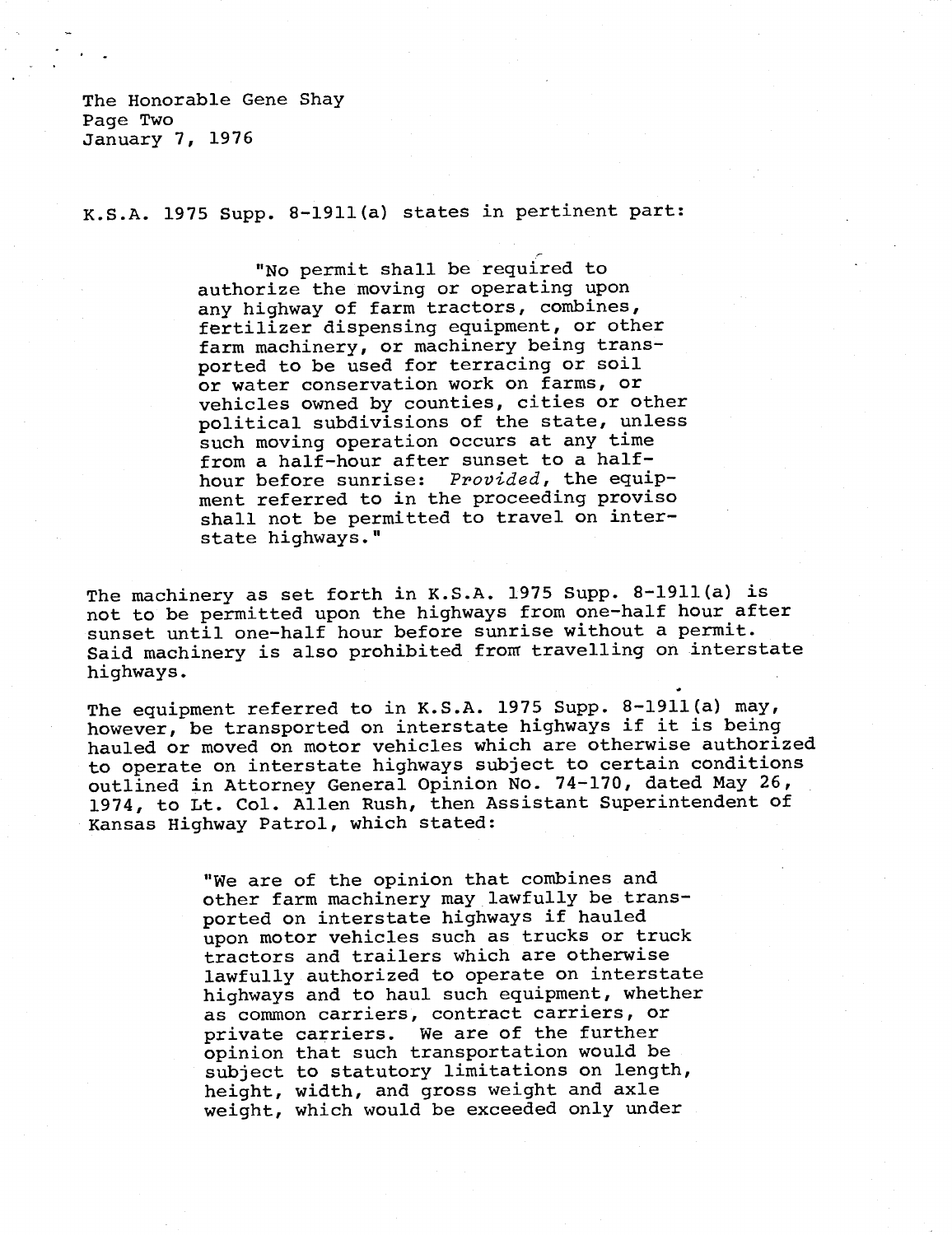K.S.A. 1975 Supp. 8-1911(a) states in pertinent part:

> "No permit shall be required to authorize the moving or operating upon any highway of farm tractors, combines, fertilizer dispensing equipment, or other farm machinery, or machinery being transported to be used for terracing or soil or water conservation work on farms, or vehicles owned by counties, cities or other political subdivisions of the state, unless such moving operation occurs at any time from a half-hour after sunset to a half-hour before sunrise: *Provided*, the equipment referred to in the proceeding proviso shall not be permitted to travel on interstate highways."

The machinery as set forth in K.S.A. 1975 Supp. 8-1911(a) is not to be permitted upon the highways from one-half hour after sunset until one-half hour before sunrise without a permit. Said machinery is also prohibited from travelling on interstate highways.

The equipment referred to in K.S.A. 1975 Supp. 8-1911(a) may, however, be transported on interstate highways if it is being hauled or moved on motor vehicles which are otherwise authorized to operate on interstate highways subject to certain conditions outlined in Attorney General Opinion No. 74-170, dated May 26, 1974, to Lt. Col. Allen Rush, then Assistant Superintendent of Kansas Highway Patrol, which stated:

> "We are of the opinion that combines and other farm machinery may lawfully be transported on interstate highways if hauled upon motor vehicles such as trucks or truck tractors and trailers which are otherwise lawfully authorized to operate on interstate highways and to haul such equipment, whether as common carriers, contract carriers, or private carriers. We are of the further opinion that such transportation would be subject to statutory limitations on length, height, width, and gross weight and axle weight, which would be exceeded only under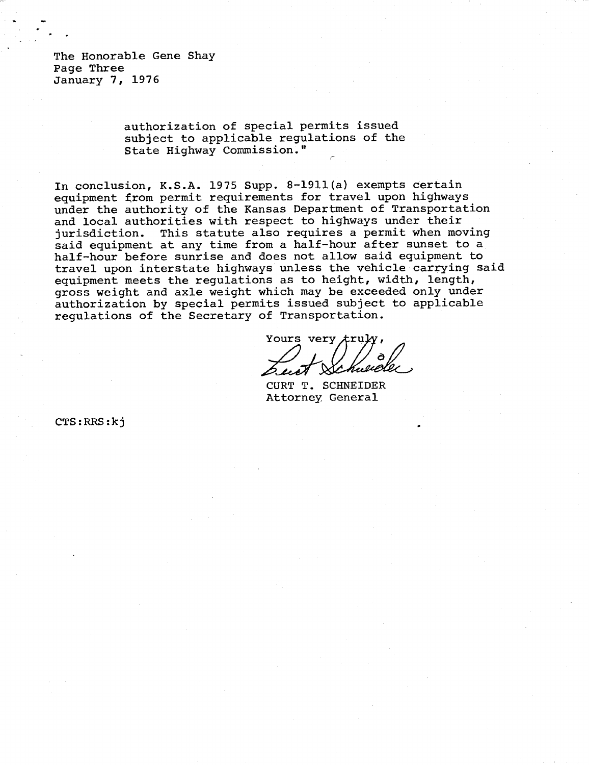The Honorable Gene Shay
Page Three
January 7, 1976

> authorization of special permits issued subject to applicable regulations of the State Highway Commission."

In conclusion, K.S.A. 1975 Supp. 8-1911(a) exempts certain equipment from permit requirements for travel upon highways under the authority of the Kansas Department of Transportation and local authorities with respect to highways under their jurisdiction. This statute also requires a permit when moving said equipment at any time from a half-hour after sunset to a half-hour before sunrise and does not allow said equipment to travel upon interstate highways unless the vehicle carrying said equipment meets the regulations as to height, width, length, gross weight and axle weight which may be exceeded only under authorization by special permits issued subject to applicable regulations of the Secretary of Transportation.

Yours very truly,

Curt Schneider

CURT T. SCHNEIDER
Attorney General

CTS:RRS:kj